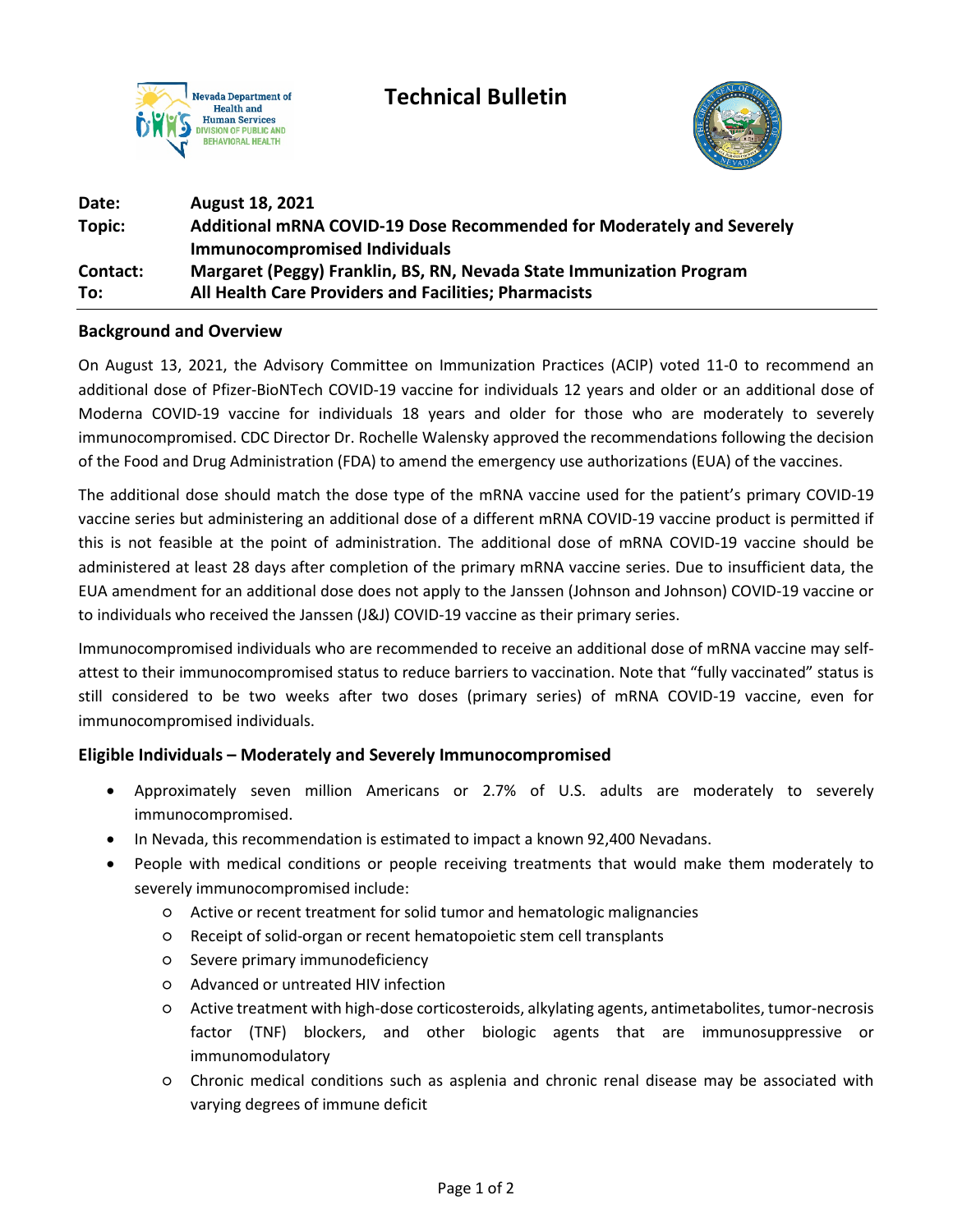# Technical Bulletin

**Date:** August 18, 2021
**Topic:** Additional mRNA COVID-19 Dose Recommended for Moderately and Severely Immunocompromised Individuals
**Contact:** Margaret (Peggy) Franklin, BS, RN, Nevada State Immunization Program
**To:** All Health Care Providers and Facilities; Pharmacists

## Background and Overview

On August 13, 2021, the Advisory Committee on Immunization Practices (ACIP) voted 11-0 to recommend an additional dose of Pfizer-BioNTech COVID-19 vaccine for individuals 12 years and older or an additional dose of Moderna COVID-19 vaccine for individuals 18 years and older for those who are moderately to severely immunocompromised. CDC Director Dr. Rochelle Walensky approved the recommendations following the decision of the Food and Drug Administration (FDA) to amend the emergency use authorizations (EUA) of the vaccines.

The additional dose should match the dose type of the mRNA vaccine used for the patient's primary COVID-19 vaccine series but administering an additional dose of a different mRNA COVID-19 vaccine product is permitted if this is not feasible at the point of administration. The additional dose of mRNA COVID-19 vaccine should be administered at least 28 days after completion of the primary mRNA vaccine series. Due to insufficient data, the EUA amendment for an additional dose does not apply to the Janssen (Johnson and Johnson) COVID-19 vaccine or to individuals who received the Janssen (J&J) COVID-19 vaccine as their primary series.

Immunocompromised individuals who are recommended to receive an additional dose of mRNA vaccine may self-attest to their immunocompromised status to reduce barriers to vaccination. Note that "fully vaccinated" status is still considered to be two weeks after two doses (primary series) of mRNA COVID-19 vaccine, even for immunocompromised individuals.

## Eligible Individuals – Moderately and Severely Immunocompromised

- Approximately seven million Americans or 2.7% of U.S. adults are moderately to severely immunocompromised.
- In Nevada, this recommendation is estimated to impact a known 92,400 Nevadans.
- People with medical conditions or people receiving treatments that would make them moderately to severely immunocompromised include:
  - Active or recent treatment for solid tumor and hematologic malignancies
  - Receipt of solid-organ or recent hematopoietic stem cell transplants
  - Severe primary immunodeficiency
  - Advanced or untreated HIV infection
  - Active treatment with high-dose corticosteroids, alkylating agents, antimetabolites, tumor-necrosis factor (TNF) blockers, and other biologic agents that are immunosuppressive or immunomodulatory
  - Chronic medical conditions such as asplenia and chronic renal disease may be associated with varying degrees of immune deficit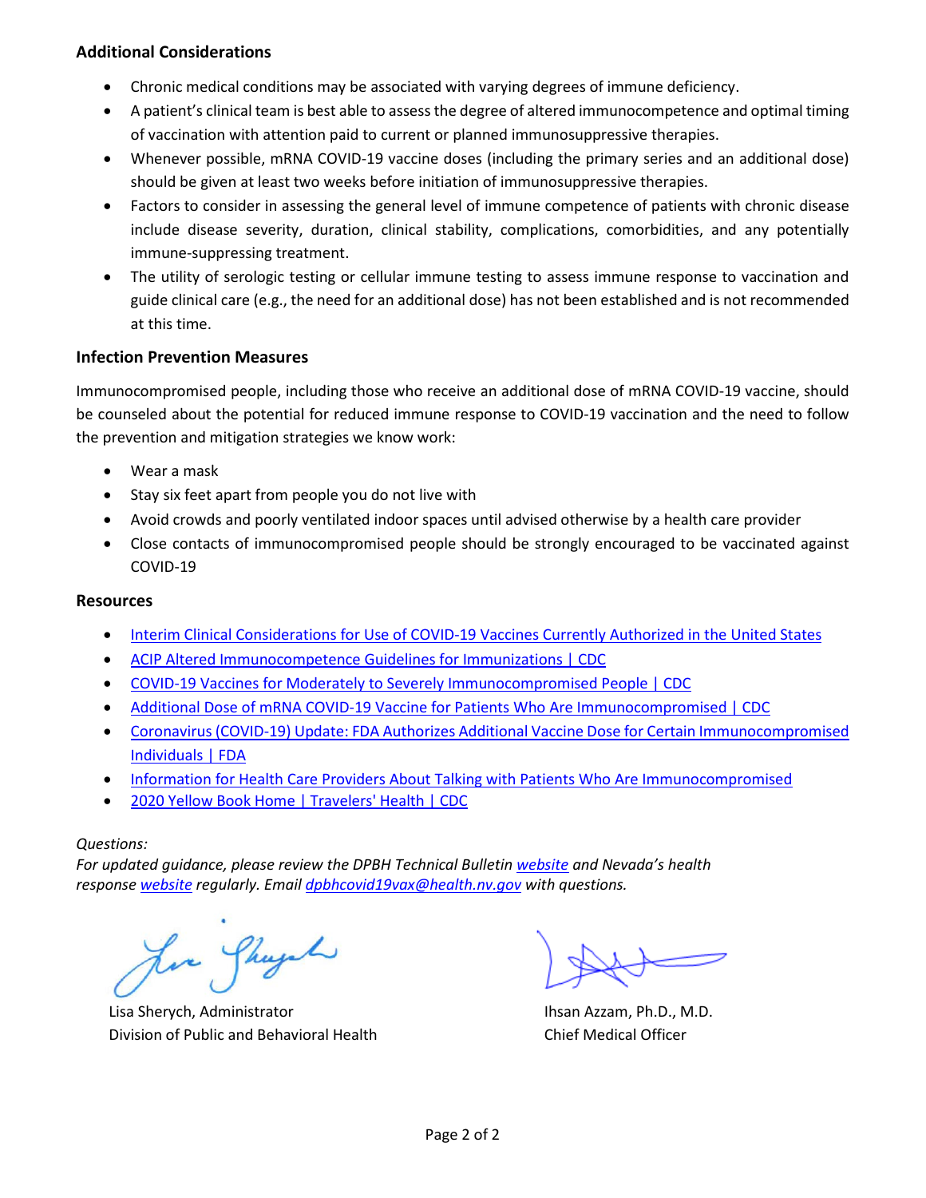### Additional Considerations

- Chronic medical conditions may be associated with varying degrees of immune deficiency.
- A patient's clinical team is best able to assess the degree of altered immunocompetence and optimal timing of vaccination with attention paid to current or planned immunosuppressive therapies.
- Whenever possible, mRNA COVID-19 vaccine doses (including the primary series and an additional dose) should be given at least two weeks before initiation of immunosuppressive therapies.
- Factors to consider in assessing the general level of immune competence of patients with chronic disease include disease severity, duration, clinical stability, complications, comorbidities, and any potentially immune-suppressing treatment.
- The utility of serologic testing or cellular immune testing to assess immune response to vaccination and guide clinical care (e.g., the need for an additional dose) has not been established and is not recommended at this time.

### Infection Prevention Measures

Immunocompromised people, including those who receive an additional dose of mRNA COVID-19 vaccine, should be counseled about the potential for reduced immune response to COVID-19 vaccination and the need to follow the prevention and mitigation strategies we know work:

- Wear a mask
- Stay six feet apart from people you do not live with
- Avoid crowds and poorly ventilated indoor spaces until advised otherwise by a health care provider
- Close contacts of immunocompromised people should be strongly encouraged to be vaccinated against COVID-19

### Resources

- Interim Clinical Considerations for Use of COVID-19 Vaccines Currently Authorized in the United States
- ACIP Altered Immunocompetence Guidelines for Immunizations | CDC
- COVID-19 Vaccines for Moderately to Severely Immunocompromised People | CDC
- Additional Dose of mRNA COVID-19 Vaccine for Patients Who Are Immunocompromised | CDC
- Coronavirus (COVID-19) Update: FDA Authorizes Additional Vaccine Dose for Certain Immunocompromised Individuals | FDA
- Information for Health Care Providers About Talking with Patients Who Are Immunocompromised
- 2020 Yellow Book Home | Travelers' Health | CDC

*Questions:*
*For updated guidance, please review the DPBH Technical Bulletin website and Nevada's health response website regularly. Email dpbhcovid19vax@health.nv.gov with questions.*

Lisa Sherych, Administrator
Division of Public and Behavioral Health

Ihsan Azzam, Ph.D., M.D.
Chief Medical Officer